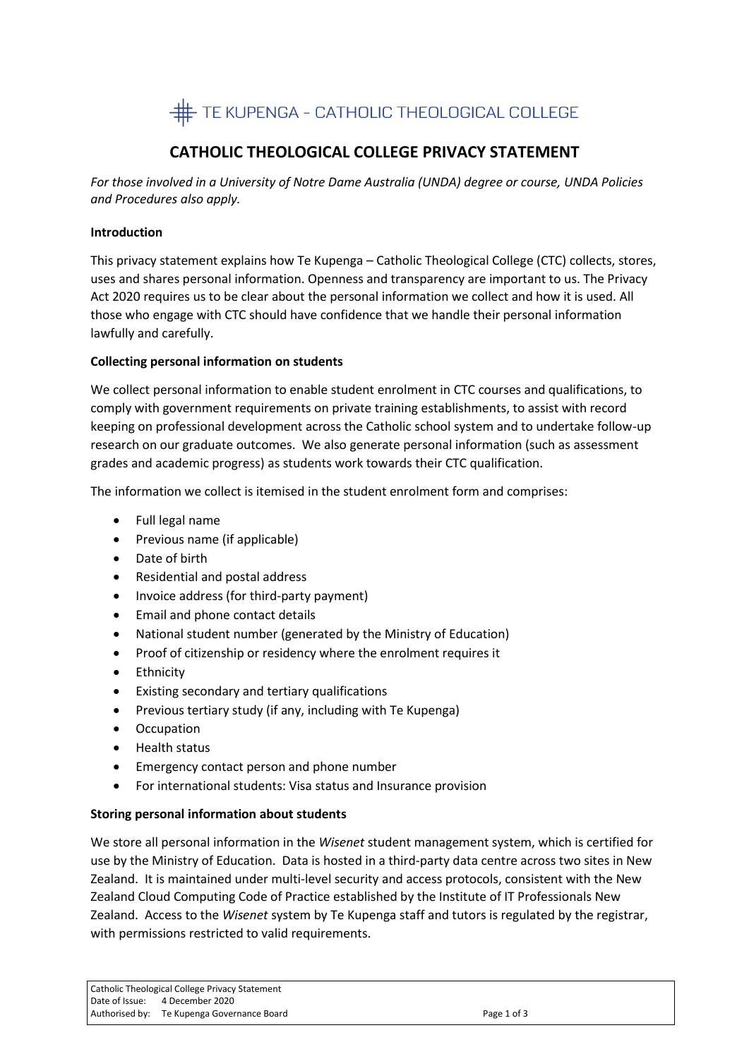TE KUPENGA – CATHOLIC THEOLOGICAL COLLEGE

# CATHOLIC THEOLOGICAL COLLEGE PRIVACY STATEMENT

*For those involved in a University of Notre Dame Australia (UNDA) degree or course, UNDA Policies and Procedures also apply.*

**Introduction**

This privacy statement explains how Te Kupenga – Catholic Theological College (CTC) collects, stores, uses and shares personal information. Openness and transparency are important to us. The Privacy Act 2020 requires us to be clear about the personal information we collect and how it is used. All those who engage with CTC should have confidence that we handle their personal information lawfully and carefully.

**Collecting personal information on students**

We collect personal information to enable student enrolment in CTC courses and qualifications, to comply with government requirements on private training establishments, to assist with record keeping on professional development across the Catholic school system and to undertake follow-up research on our graduate outcomes. We also generate personal information (such as assessment grades and academic progress) as students work towards their CTC qualification.

The information we collect is itemised in the student enrolment form and comprises:

- Full legal name
- Previous name (if applicable)
- Date of birth
- Residential and postal address
- Invoice address (for third-party payment)
- Email and phone contact details
- National student number (generated by the Ministry of Education)
- Proof of citizenship or residency where the enrolment requires it
- Ethnicity
- Existing secondary and tertiary qualifications
- Previous tertiary study (if any, including with Te Kupenga)
- Occupation
- Health status
- Emergency contact person and phone number
- For international students: Visa status and Insurance provision

**Storing personal information about students**

We store all personal information in the *Wisenet* student management system, which is certified for use by the Ministry of Education. Data is hosted in a third-party data centre across two sites in New Zealand. It is maintained under multi-level security and access protocols, consistent with the New Zealand Cloud Computing Code of Practice established by the Institute of IT Professionals New Zealand. Access to the *Wisenet* system by Te Kupenga staff and tutors is regulated by the registrar, with permissions restricted to valid requirements.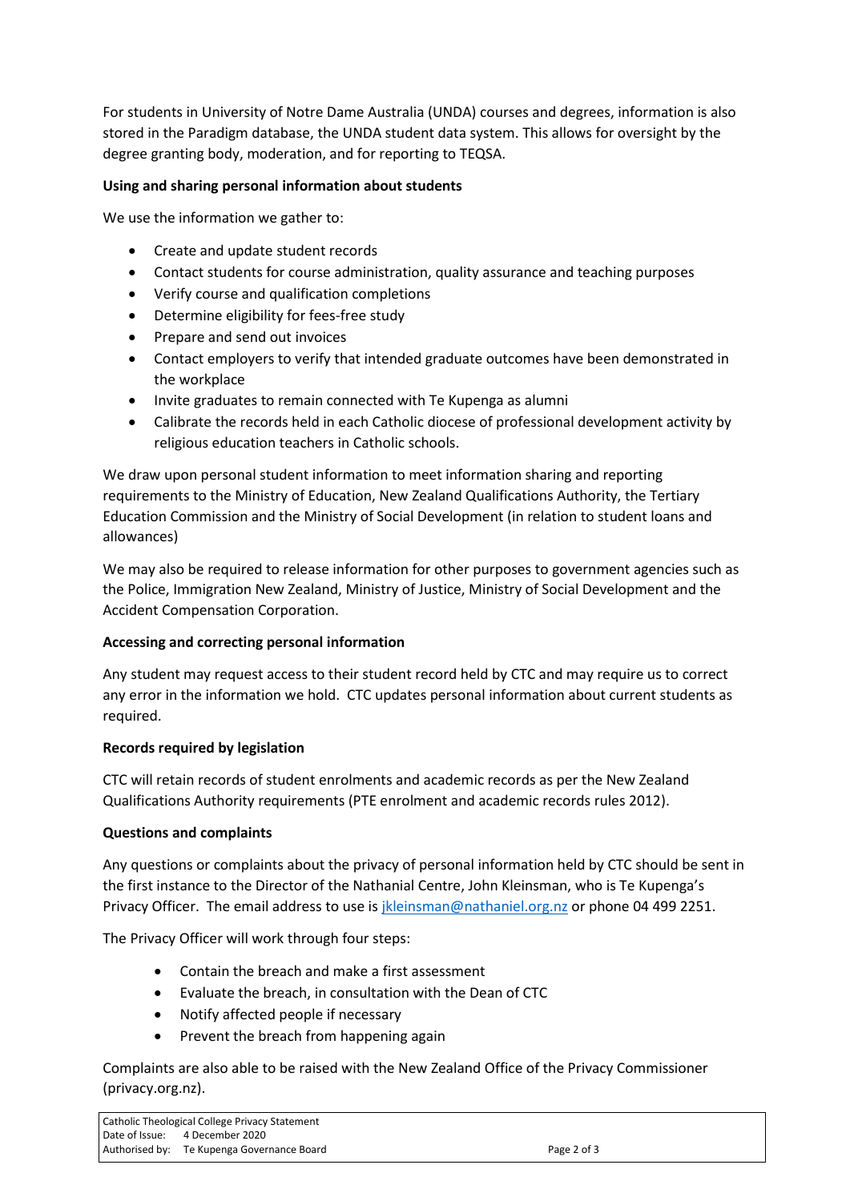For students in University of Notre Dame Australia (UNDA) courses and degrees, information is also stored in the Paradigm database, the UNDA student data system. This allows for oversight by the degree granting body, moderation, and for reporting to TEQSA.

**Using and sharing personal information about students**

We use the information we gather to:

- Create and update student records
- Contact students for course administration, quality assurance and teaching purposes
- Verify course and qualification completions
- Determine eligibility for fees-free study
- Prepare and send out invoices
- Contact employers to verify that intended graduate outcomes have been demonstrated in the workplace
- Invite graduates to remain connected with Te Kupenga as alumni
- Calibrate the records held in each Catholic diocese of professional development activity by religious education teachers in Catholic schools.

We draw upon personal student information to meet information sharing and reporting requirements to the Ministry of Education, New Zealand Qualifications Authority, the Tertiary Education Commission and the Ministry of Social Development (in relation to student loans and allowances)

We may also be required to release information for other purposes to government agencies such as the Police, Immigration New Zealand, Ministry of Justice, Ministry of Social Development and the Accident Compensation Corporation.

**Accessing and correcting personal information**

Any student may request access to their student record held by CTC and may require us to correct any error in the information we hold. CTC updates personal information about current students as required.

**Records required by legislation**

CTC will retain records of student enrolments and academic records as per the New Zealand Qualifications Authority requirements (PTE enrolment and academic records rules 2012).

**Questions and complaints**

Any questions or complaints about the privacy of personal information held by CTC should be sent in the first instance to the Director of the Nathanial Centre, John Kleinsman, who is Te Kupenga's Privacy Officer. The email address to use is jkleinsman@nathaniel.org.nz or phone 04 499 2251.

The Privacy Officer will work through four steps:

- Contain the breach and make a first assessment
- Evaluate the breach, in consultation with the Dean of CTC
- Notify affected people if necessary
- Prevent the breach from happening again

Complaints are also able to be raised with the New Zealand Office of the Privacy Commissioner (privacy.org.nz).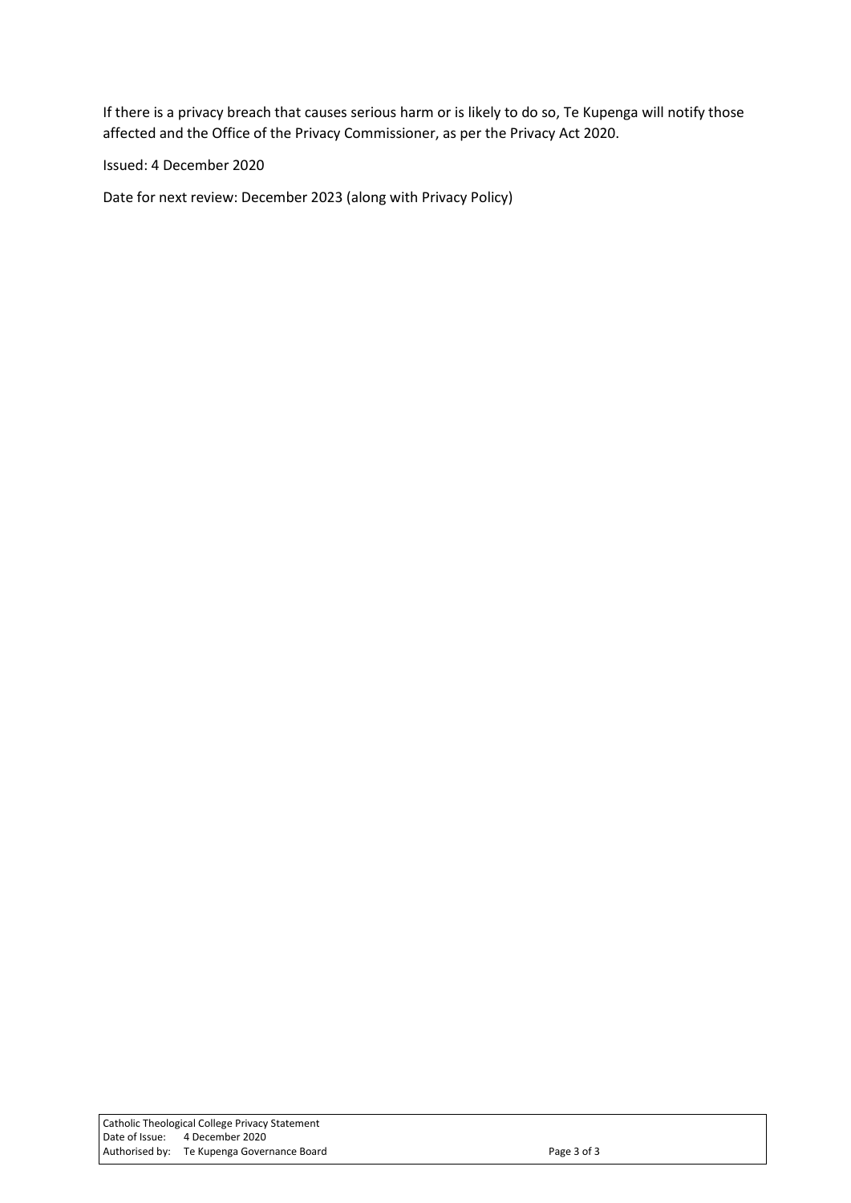If there is a privacy breach that causes serious harm or is likely to do so, Te Kupenga will notify those affected and the Office of the Privacy Commissioner, as per the Privacy Act 2020.

Issued: 4 December 2020

Date for next review: December 2023 (along with Privacy Policy)